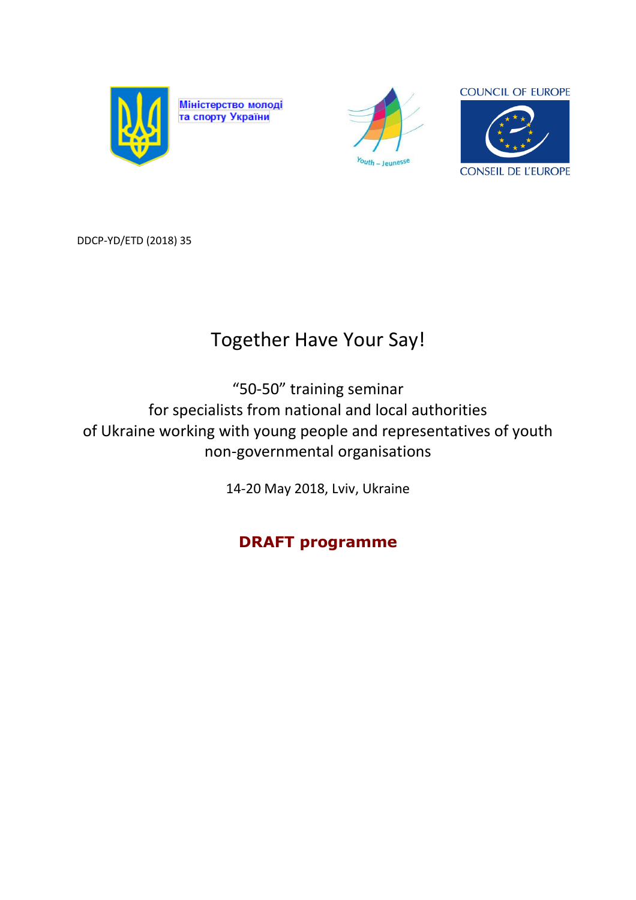Міністерство молоді та спорту України

Youth – Jeunesse

COUNCIL OF EUROPE

CONSEIL DE L'EUROPE

DDCP-YD/ETD (2018) 35

# Together Have Your Say!

"50-50" training seminar
for specialists from national and local authorities
of Ukraine working with young people and representatives of youth non-governmental organisations

14-20 May 2018, Lviv, Ukraine

## **DRAFT programme**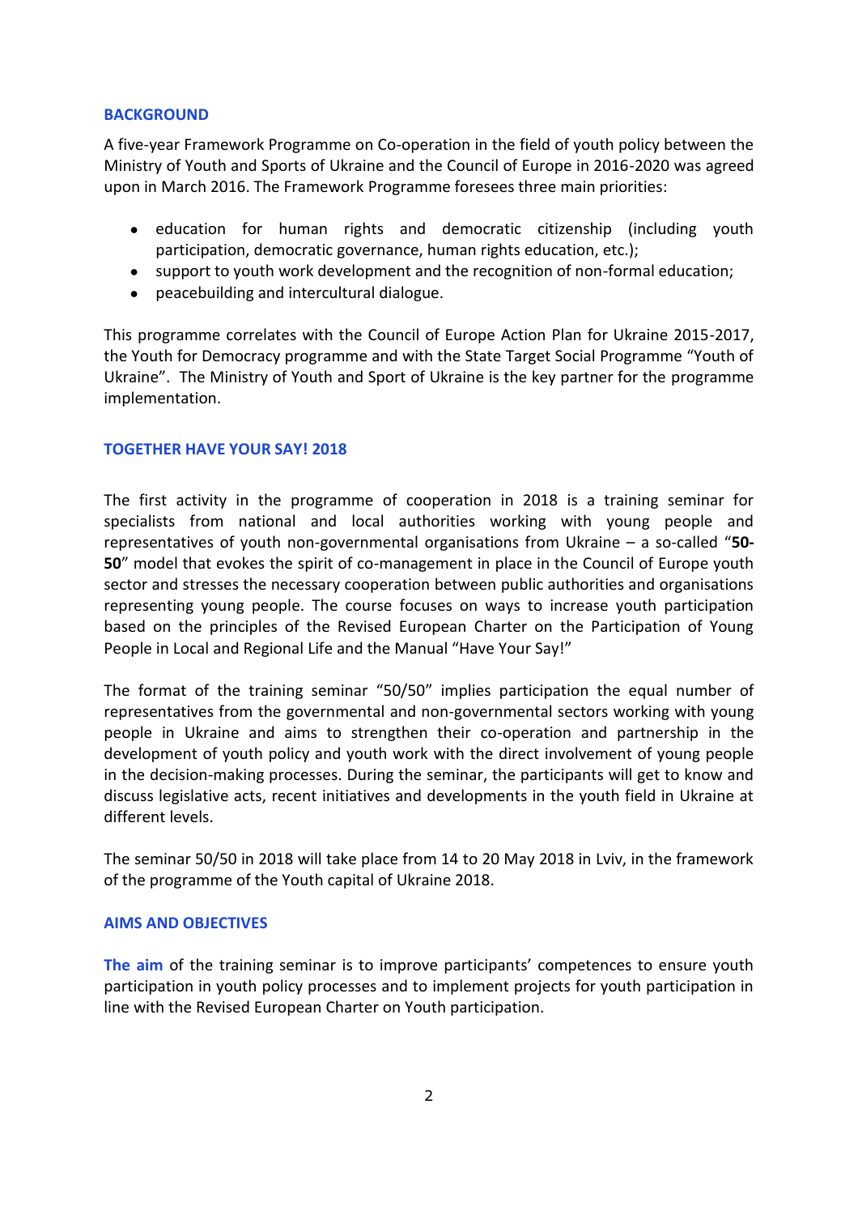## BACKGROUND

A five-year Framework Programme on Co-operation in the field of youth policy between the Ministry of Youth and Sports of Ukraine and the Council of Europe in 2016-2020 was agreed upon in March 2016. The Framework Programme foresees three main priorities:

- education for human rights and democratic citizenship (including youth participation, democratic governance, human rights education, etc.);
- support to youth work development and the recognition of non-formal education;
- peacebuilding and intercultural dialogue.

This programme correlates with the Council of Europe Action Plan for Ukraine 2015-2017, the Youth for Democracy programme and with the State Target Social Programme "Youth of Ukraine". The Ministry of Youth and Sport of Ukraine is the key partner for the programme implementation.

## TOGETHER HAVE YOUR SAY! 2018

The first activity in the programme of cooperation in 2018 is a training seminar for specialists from national and local authorities working with young people and representatives of youth non-governmental organisations from Ukraine – a so-called "**50-50**" model that evokes the spirit of co-management in place in the Council of Europe youth sector and stresses the necessary cooperation between public authorities and organisations representing young people. The course focuses on ways to increase youth participation based on the principles of the Revised European Charter on the Participation of Young People in Local and Regional Life and the Manual "Have Your Say!"

The format of the training seminar "50/50" implies participation the equal number of representatives from the governmental and non-governmental sectors working with young people in Ukraine and aims to strengthen their co-operation and partnership in the development of youth policy and youth work with the direct involvement of young people in the decision-making processes. During the seminar, the participants will get to know and discuss legislative acts, recent initiatives and developments in the youth field in Ukraine at different levels.

The seminar 50/50 in 2018 will take place from 14 to 20 May 2018 in Lviv, in the framework of the programme of the Youth capital of Ukraine 2018.

## AIMS AND OBJECTIVES

**The aim** of the training seminar is to improve participants' competences to ensure youth participation in youth policy processes and to implement projects for youth participation in line with the Revised European Charter on Youth participation.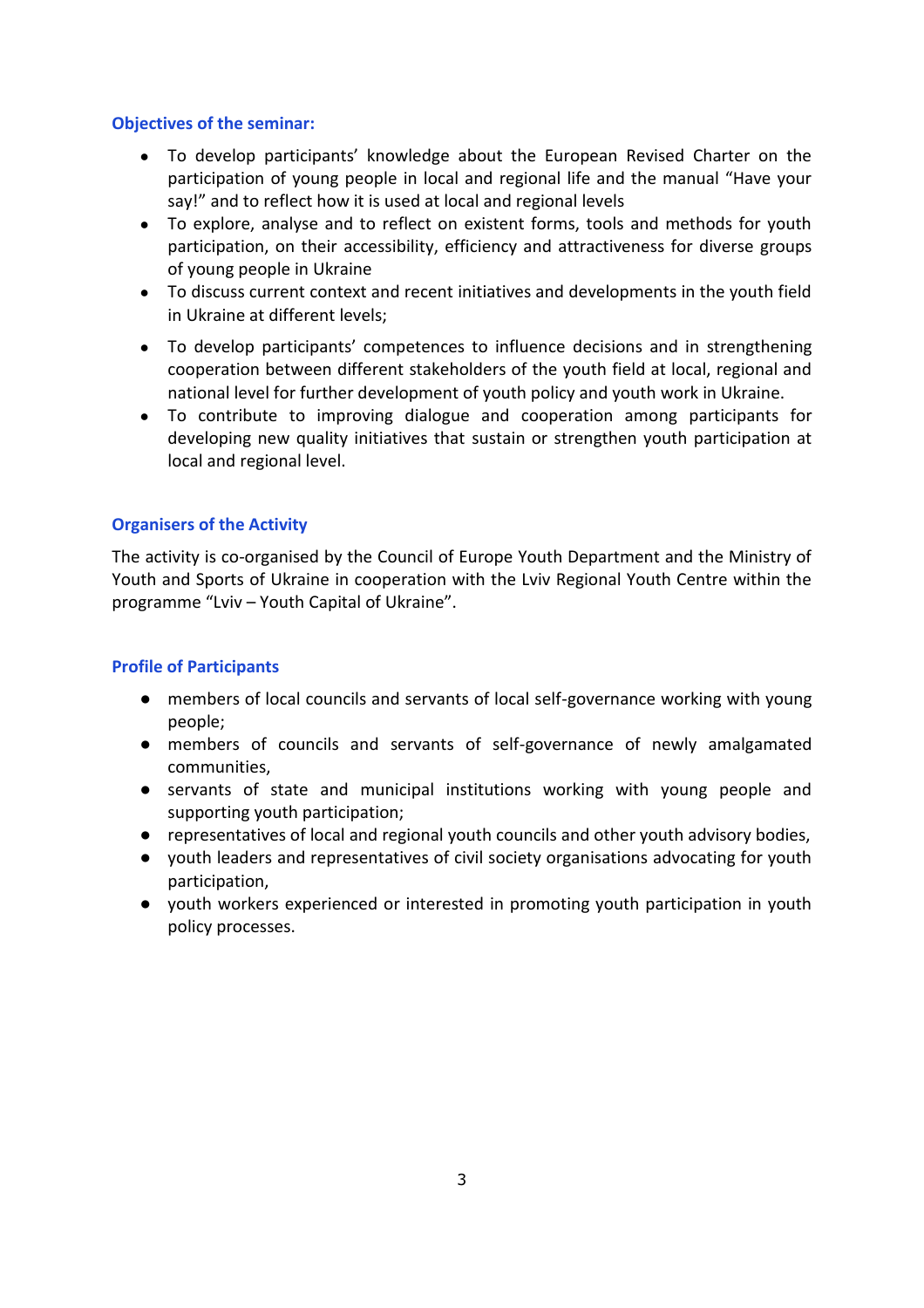### Objectives of the seminar:

- To develop participants' knowledge about the European Revised Charter on the participation of young people in local and regional life and the manual "Have your say!" and to reflect how it is used at local and regional levels
- To explore, analyse and to reflect on existent forms, tools and methods for youth participation, on their accessibility, efficiency and attractiveness for diverse groups of young people in Ukraine
- To discuss current context and recent initiatives and developments in the youth field in Ukraine at different levels;
- To develop participants' competences to influence decisions and in strengthening cooperation between different stakeholders of the youth field at local, regional and national level for further development of youth policy and youth work in Ukraine.
- To contribute to improving dialogue and cooperation among participants for developing new quality initiatives that sustain or strengthen youth participation at local and regional level.

### Organisers of the Activity

The activity is co-organised by the Council of Europe Youth Department and the Ministry of Youth and Sports of Ukraine in cooperation with the Lviv Regional Youth Centre within the programme "Lviv – Youth Capital of Ukraine".

### Profile of Participants

- members of local councils and servants of local self-governance working with young people;
- members of councils and servants of self-governance of newly amalgamated communities,
- servants of state and municipal institutions working with young people and supporting youth participation;
- representatives of local and regional youth councils and other youth advisory bodies,
- youth leaders and representatives of civil society organisations advocating for youth participation,
- youth workers experienced or interested in promoting youth participation in youth policy processes.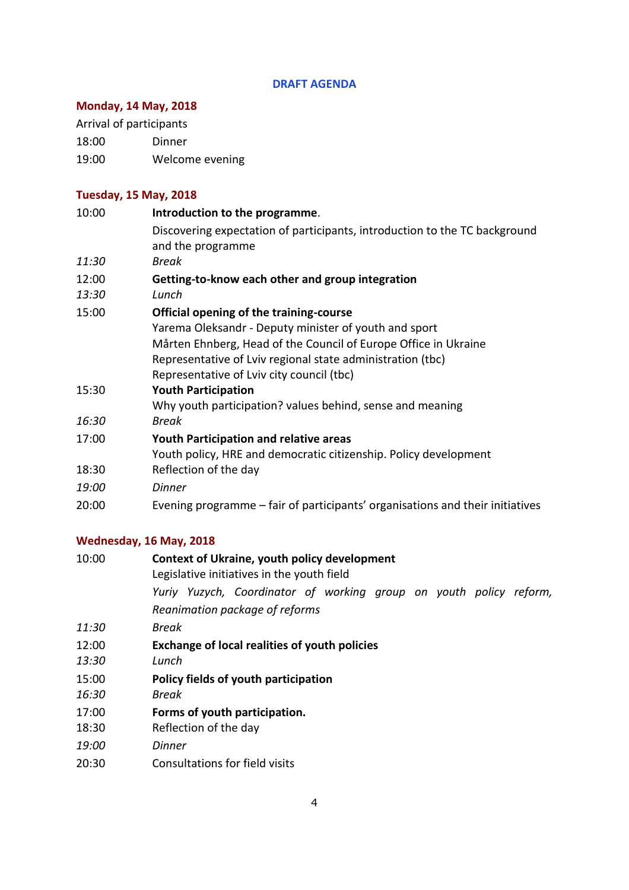**DRAFT AGENDA**

## Monday, 14 May, 2018

Arrival of participants

18:00 Dinner

19:00 Welcome evening

## Tuesday, 15 May, 2018

10:00 **Introduction to the programme**.
Discovering expectation of participants, introduction to the TC background and the programme

*11:30* *Break*

12:00 **Getting-to-know each other and group integration**

*13:30* *Lunch*

15:00 **Official opening of the training-course**
Yarema Oleksandr - Deputy minister of youth and sport
Mårten Ehnberg, Head of the Council of Europe Office in Ukraine
Representative of Lviv regional state administration (tbc)
Representative of Lviv city council (tbc)

15:30 **Youth Participation**
Why youth participation? values behind, sense and meaning

*16:30* *Break*

17:00 **Youth Participation and relative areas**
Youth policy, HRE and democratic citizenship. Policy development

18:30 Reflection of the day

*19:00* *Dinner*

20:00 Evening programme – fair of participants' organisations and their initiatives

## Wednesday, 16 May, 2018

10:00 **Context of Ukraine, youth policy development**
Legislative initiatives in the youth field
*Yuriy Yuzych, Coordinator of working group on youth policy reform, Reanimation package of reforms*

*11:30* *Break*

12:00 **Exchange of local realities of youth policies**

*13:30* *Lunch*

15:00 **Policy fields of youth participation**

*16:30* *Break*

17:00 **Forms of youth participation.**

18:30 Reflection of the day

*19:00* *Dinner*

20:30 Consultations for field visits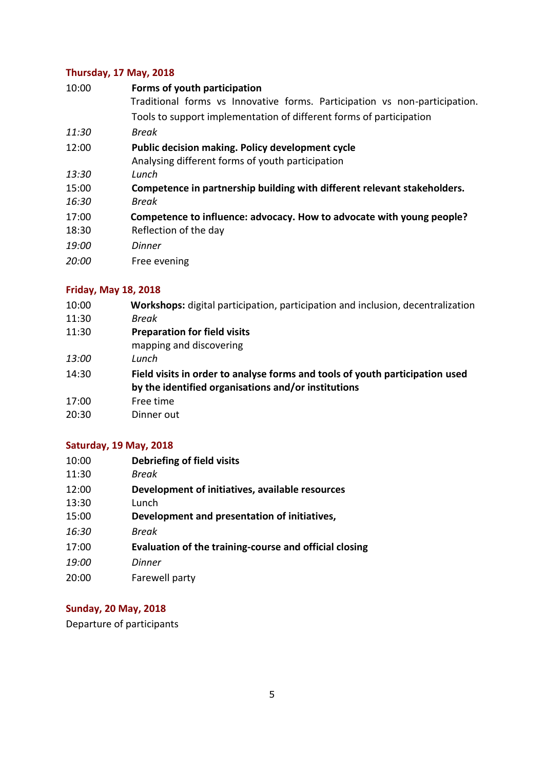### Thursday, 17 May, 2018

| | |
|---|---|
| 10:00 | **Forms of youth participation**<br>Traditional forms vs Innovative forms. Participation vs non-participation. Tools to support implementation of different forms of participation |
| *11:30* | *Break* |
| 12:00 | **Public decision making. Policy development cycle**<br>Analysing different forms of youth participation |
| *13:30* | *Lunch* |
| 15:00 | **Competence in partnership building with different relevant stakeholders.** |
| *16:30* | *Break* |
| 17:00 | **Competence to influence: advocacy. How to advocate with young people?** |
| 18:30 | Reflection of the day |
| *19:00* | *Dinner* |
| *20:00* | Free evening |

### Friday, May 18, 2018

| | |
|---|---|
| 10:00 | **Workshops:** digital participation, participation and inclusion, decentralization |
| 11:30 | *Break* |
| 11:30 | **Preparation for field visits**<br>mapping and discovering |
| *13:00* | *Lunch* |
| 14:30 | **Field visits in order to analyse forms and tools of youth participation used by the identified organisations and/or institutions** |
| 17:00 | Free time |
| 20:30 | Dinner out |

### Saturday, 19 May, 2018

| | |
|---|---|
| 10:00 | **Debriefing of field visits** |
| 11:30 | *Break* |
| 12:00 | **Development of initiatives, available resources** |
| 13:30 | Lunch |
| 15:00 | **Development and presentation of initiatives,** |
| *16:30* | *Break* |
| 17:00 | **Evaluation of the training-course and official closing** |
| *19:00* | *Dinner* |
| 20:00 | Farewell party |

### Sunday, 20 May, 2018

Departure of participants